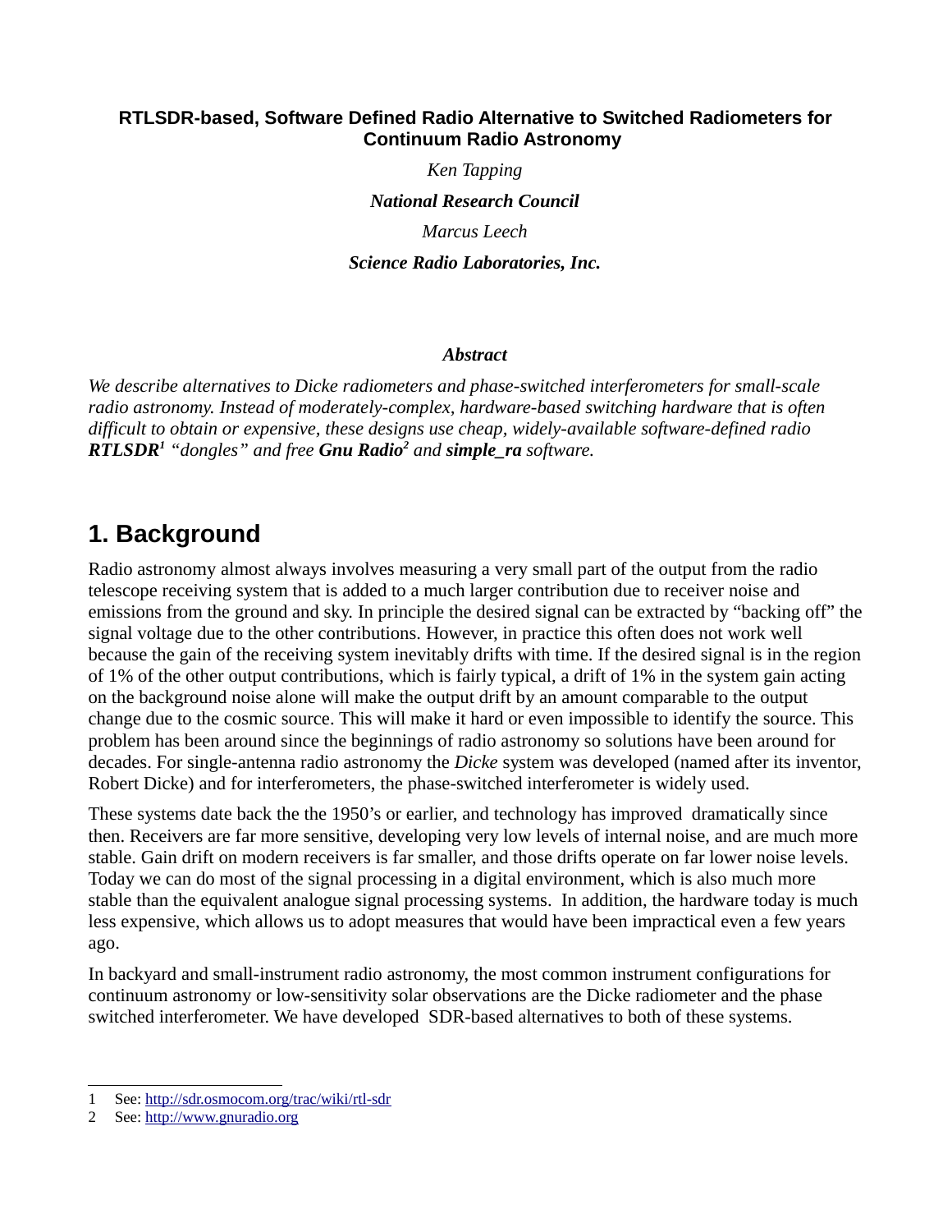**RTLSDR-based, Software Defined Radio Alternative to Switched Radiometers for Continuum Radio Astronomy**

*Ken Tapping*

***National Research Council***

*Marcus Leech*

***Science Radio Laboratories, Inc.***

***Abstract***

*We describe alternatives to Dicke radiometers and phase-switched interferometers for small-scale radio astronomy. Instead of moderately-complex, hardware-based switching hardware that is often difficult to obtain or expensive, these designs use cheap, widely-available software-defined radio* ***RTLSDR***[1] *"dongles" and free* ***Gnu Radio***[2] *and* ***simple_ra*** *software.*

## 1. Background

Radio astronomy almost always involves measuring a very small part of the output from the radio telescope receiving system that is added to a much larger contribution due to receiver noise and emissions from the ground and sky. In principle the desired signal can be extracted by "backing off" the signal voltage due to the other contributions. However, in practice this often does not work well because the gain of the receiving system inevitably drifts with time. If the desired signal is in the region of 1% of the other output contributions, which is fairly typical, a drift of 1% in the system gain acting on the background noise alone will make the output drift by an amount comparable to the output change due to the cosmic source. This will make it hard or even impossible to identify the source. This problem has been around since the beginnings of radio astronomy so solutions have been around for decades. For single-antenna radio astronomy the *Dicke* system was developed (named after its inventor, Robert Dicke) and for interferometers, the phase-switched interferometer is widely used.

These systems date back the the 1950's or earlier, and technology has improved dramatically since then. Receivers are far more sensitive, developing very low levels of internal noise, and are much more stable. Gain drift on modern receivers is far smaller, and those drifts operate on far lower noise levels. Today we can do most of the signal processing in a digital environment, which is also much more stable than the equivalent analogue signal processing systems. In addition, the hardware today is much less expensive, which allows us to adopt measures that would have been impractical even a few years ago.

In backyard and small-instrument radio astronomy, the most common instrument configurations for continuum astronomy or low-sensitivity solar observations are the Dicke radiometer and the phase switched interferometer. We have developed SDR-based alternatives to both of these systems.

---

1 See: http://sdr.osmocom.org/trac/wiki/rtl-sdr

2 See: http://www.gnuradio.org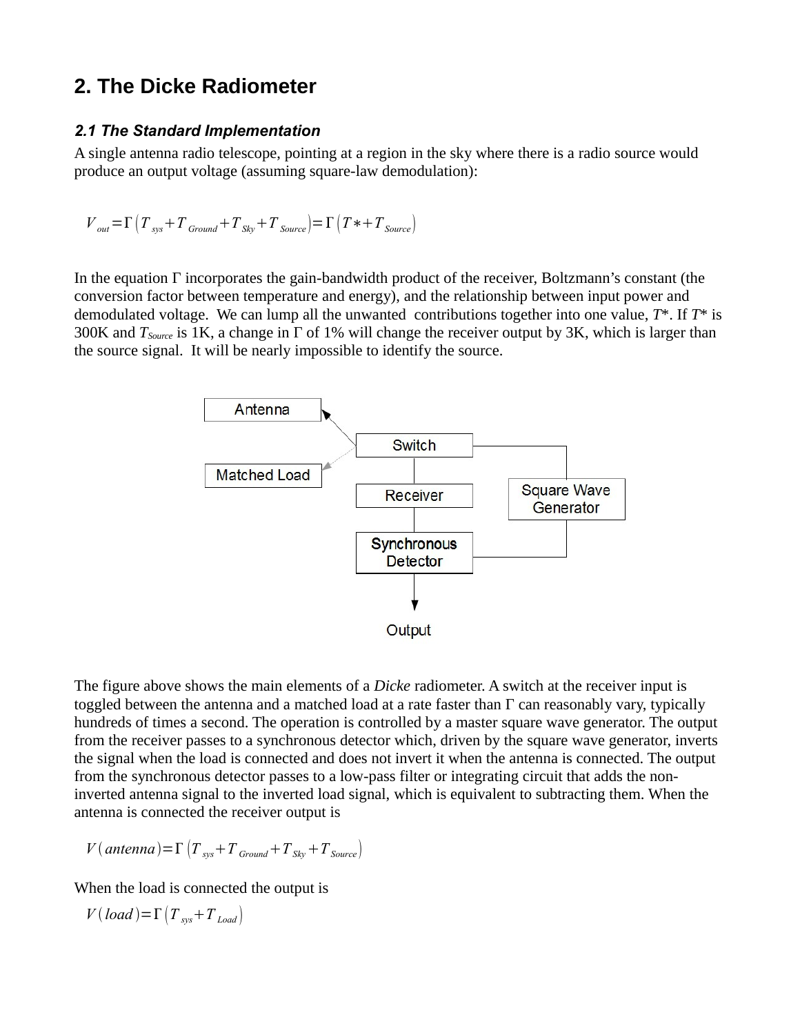## 2. The Dicke Radiometer

### *2.1 The Standard Implementation*

A single antenna radio telescope, pointing at a region in the sky where there is a radio source would produce an output voltage (assuming square-law demodulation):

$$V_{out} = \Gamma\left(T_{sys} + T_{Ground} + T_{Sky} + T_{Source}\right) = \Gamma\left(T* + T_{Source}\right)$$

In the equation Γ incorporates the gain-bandwidth product of the receiver, Boltzmann's constant (the conversion factor between temperature and energy), and the relationship between input power and demodulated voltage. We can lump all the unwanted contributions together into one value, $T*$. If $T*$ is 300K and $T_{Source}$ is 1K, a change in Γ of 1% will change the receiver output by 3K, which is larger than the source signal. It will be nearly impossible to identify the source.

The figure above shows the main elements of a *Dicke* radiometer. A switch at the receiver input is toggled between the antenna and a matched load at a rate faster than Γ can reasonably vary, typically hundreds of times a second. The operation is controlled by a master square wave generator. The output from the receiver passes to a synchronous detector which, driven by the square wave generator, inverts the signal when the load is connected and does not invert it when the antenna is connected. The output from the synchronous detector passes to a low-pass filter or integrating circuit that adds the non-inverted antenna signal to the inverted load signal, which is equivalent to subtracting them. When the antenna is connected the receiver output is

$$V(antenna) = \Gamma\left(T_{sys} + T_{Ground} + T_{Sky} + T_{Source}\right)$$

When the load is connected the output is

$$V(load) = \Gamma\left(T_{sys} + T_{Load}\right)$$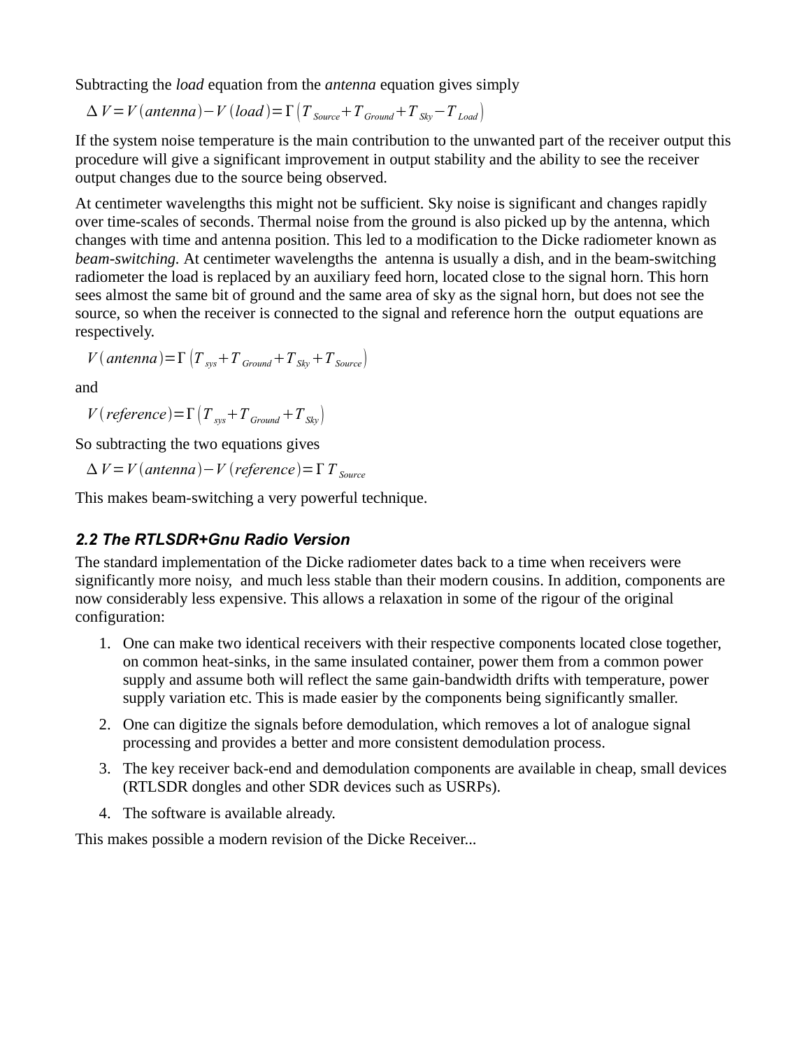Subtracting the *load* equation from the *antenna* equation gives simply

$$\Delta V = V(antenna) - V(load) = \Gamma\left(T_{Source} + T_{Ground} + T_{Sky} - T_{Load}\right)$$

If the system noise temperature is the main contribution to the unwanted part of the receiver output this procedure will give a significant improvement in output stability and the ability to see the receiver output changes due to the source being observed.

At centimeter wavelengths this might not be sufficient. Sky noise is significant and changes rapidly over time-scales of seconds. Thermal noise from the ground is also picked up by the antenna, which changes with time and antenna position. This led to a modification to the Dicke radiometer known as *beam-switching.* At centimeter wavelengths the antenna is usually a dish, and in the beam-switching radiometer the load is replaced by an auxiliary feed horn, located close to the signal horn. This horn sees almost the same bit of ground and the same area of sky as the signal horn, but does not see the source, so when the receiver is connected to the signal and reference horn the output equations are respectively.

$$V(antenna) = \Gamma\left(T_{sys} + T_{Ground} + T_{Sky} + T_{Source}\right)$$

and

$$V(reference) = \Gamma\left(T_{sys} + T_{Ground} + T_{Sky}\right)$$

So subtracting the two equations gives

$$\Delta V = V(antenna) - V(reference) = \Gamma\, T_{Source}$$

This makes beam-switching a very powerful technique.

### *2.2 The RTLSDR+Gnu Radio Version*

The standard implementation of the Dicke radiometer dates back to a time when receivers were significantly more noisy, and much less stable than their modern cousins. In addition, components are now considerably less expensive. This allows a relaxation in some of the rigour of the original configuration:

1. One can make two identical receivers with their respective components located close together, on common heat-sinks, in the same insulated container, power them from a common power supply and assume both will reflect the same gain-bandwidth drifts with temperature, power supply variation etc. This is made easier by the components being significantly smaller.
2. One can digitize the signals before demodulation, which removes a lot of analogue signal processing and provides a better and more consistent demodulation process.
3. The key receiver back-end and demodulation components are available in cheap, small devices (RTLSDR dongles and other SDR devices such as USRPs).
4. The software is available already.

This makes possible a modern revision of the Dicke Receiver...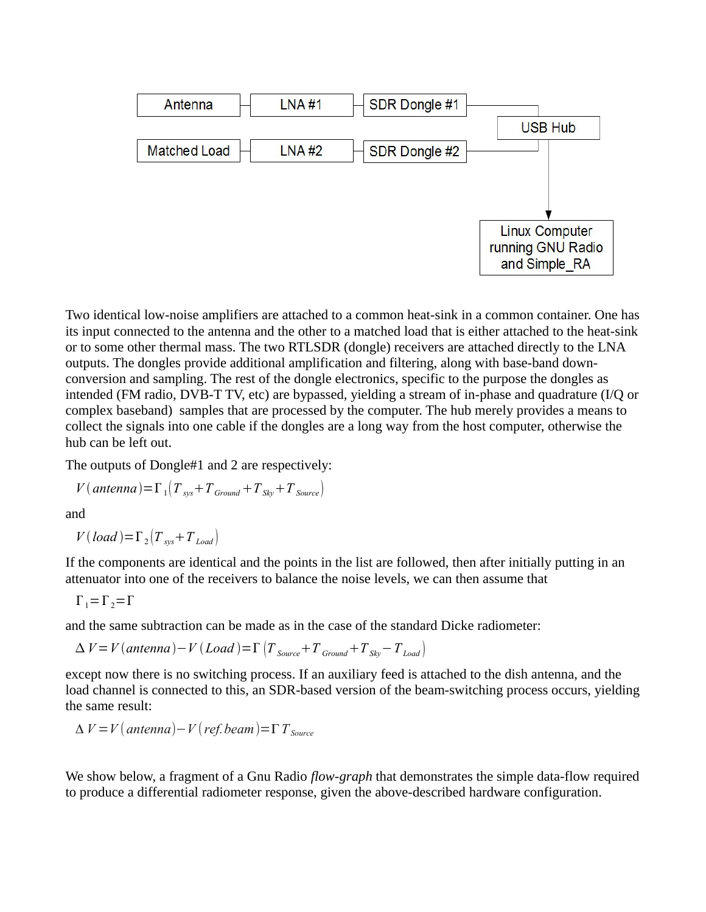Two identical low-noise amplifiers are attached to a common heat-sink in a common container. One has its input connected to the antenna and the other to a matched load that is either attached to the heat-sink or to some other thermal mass. The two RTLSDR (dongle) receivers are attached directly to the LNA outputs. The dongles provide additional amplification and filtering, along with base-band down-conversion and sampling. The rest of the dongle electronics, specific to the purpose the dongles as intended (FM radio, DVB-T TV, etc) are bypassed, yielding a stream of in-phase and quadrature (I/Q or complex baseband) samples that are processed by the computer. The hub merely provides a means to collect the signals into one cable if the dongles are a long way from the host computer, otherwise the hub can be left out.

The outputs of Dongle#1 and 2 are respectively:

$$V(antenna)=\Gamma_1(T_{sys}+T_{Ground}+T_{Sky}+T_{Source})$$

and

$$V(load)=\Gamma_2(T_{sys}+T_{Load})$$

If the components are identical and the points in the list are followed, then after initially putting in an attenuator into one of the receivers to balance the noise levels, we can then assume that

$$\Gamma_1=\Gamma_2=\Gamma$$

and the same subtraction can be made as in the case of the standard Dicke radiometer:

$$\Delta V=V(antenna)-V(Load)=\Gamma\,(T_{Source}+T_{Ground}+T_{Sky}-T_{Load})$$

except now there is no switching process. If an auxiliary feed is attached to the dish antenna, and the load channel is connected to this, an SDR-based version of the beam-switching process occurs, yielding the same result:

$$\Delta V=V(antenna)-V(ref.beam)=\Gamma\,T_{Source}$$

We show below, a fragment of a Gnu Radio *flow-graph* that demonstrates the simple data-flow required to produce a differential radiometer response, given the above-described hardware configuration.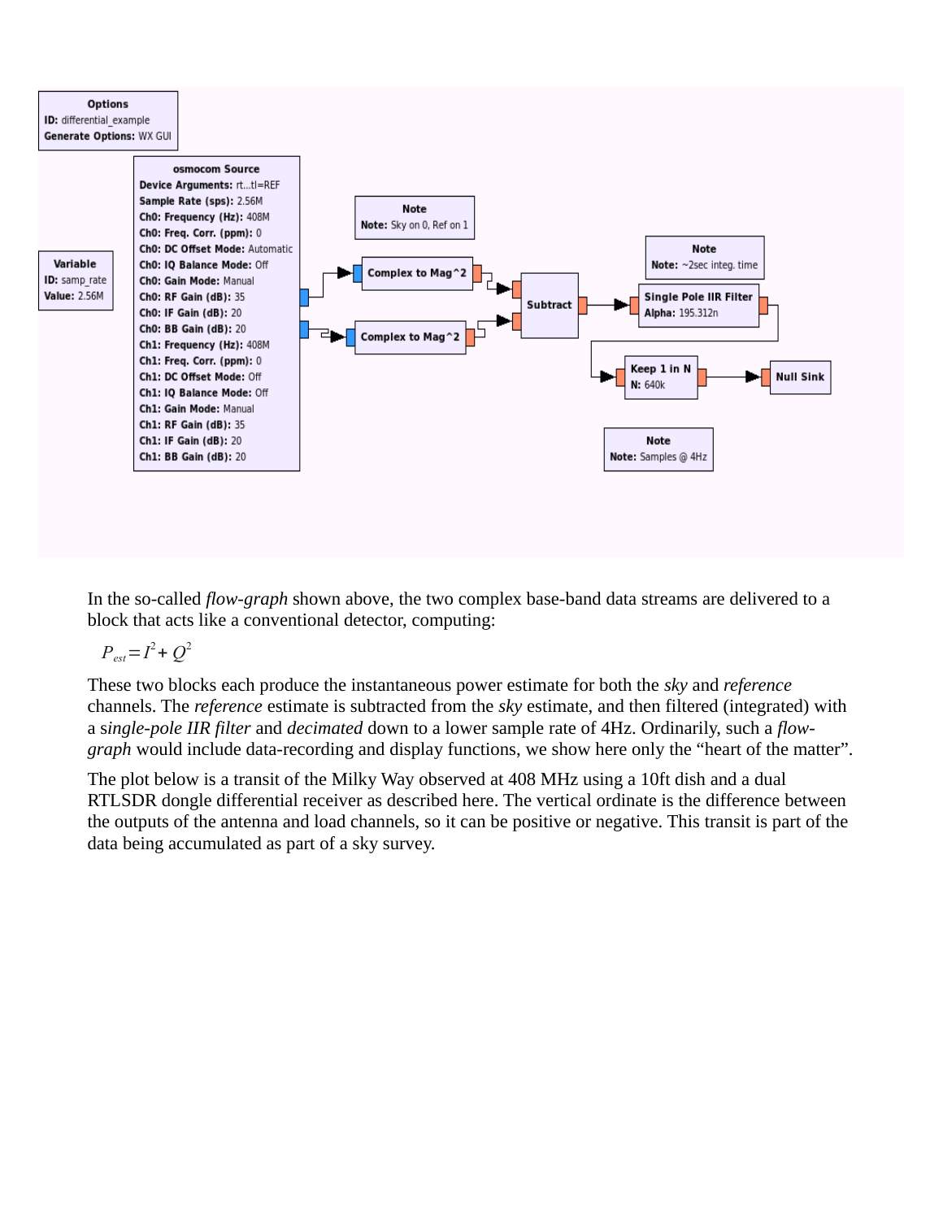In the so-called *flow-graph* shown above, the two complex base-band data streams are delivered to a block that acts like a conventional detector, computing:

$$P_{est} = I^2 + Q^2$$

These two blocks each produce the instantaneous power estimate for both the *sky* and *reference* channels. The *reference* estimate is subtracted from the *sky* estimate, and then filtered (integrated) with a *single-pole IIR filter* and *decimated* down to a lower sample rate of 4Hz. Ordinarily, such a *flow-graph* would include data-recording and display functions, we show here only the “heart of the matter”.

The plot below is a transit of the Milky Way observed at 408 MHz using a 10ft dish and a dual RTLSDR dongle differential receiver as described here. The vertical ordinate is the difference between the outputs of the antenna and load channels, so it can be positive or negative. This transit is part of the data being accumulated as part of a sky survey.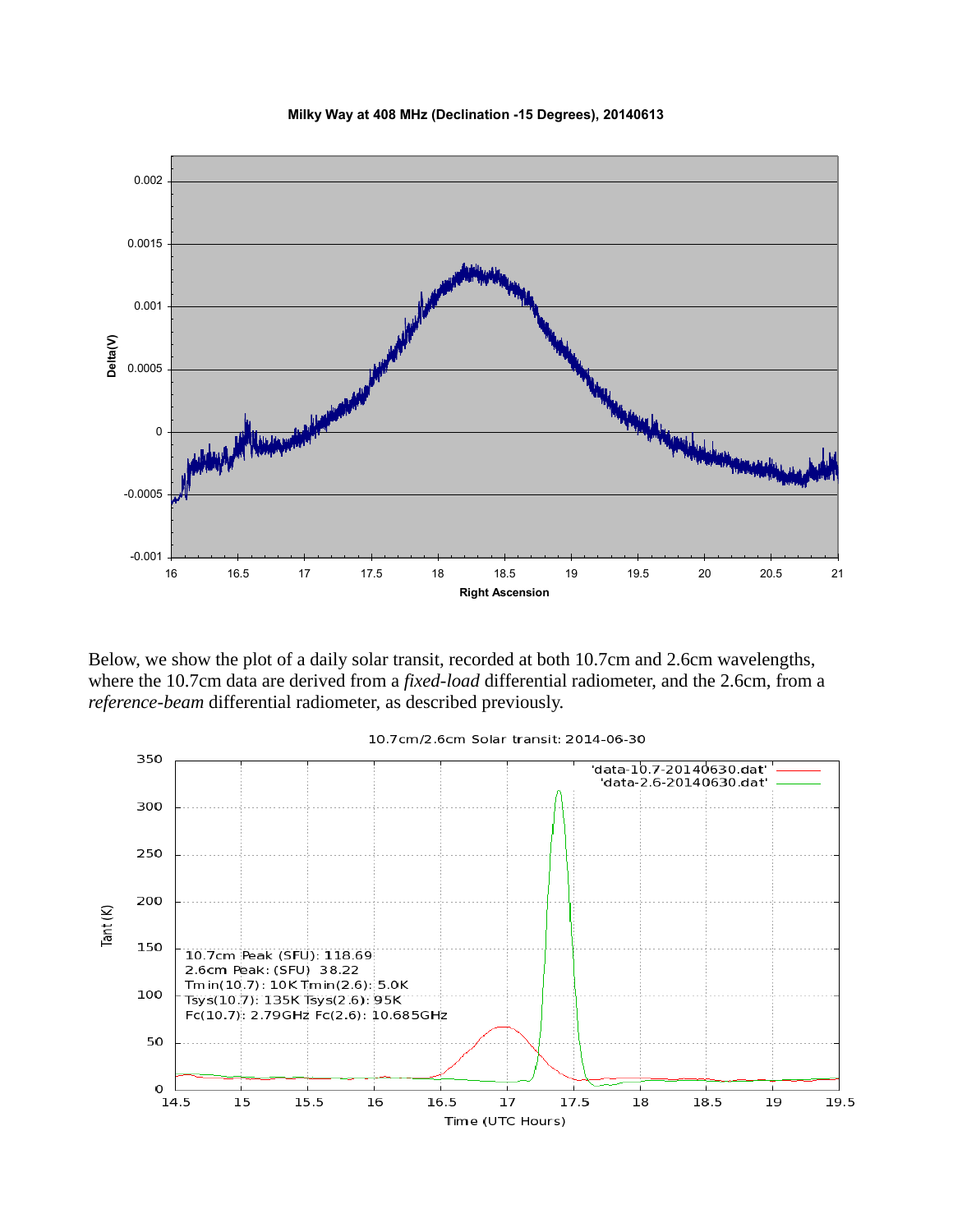Milky Way at 408 MHz (Declination -15 Degrees), 20140613

Below, we show the plot of a daily solar transit, recorded at both 10.7cm and 2.6cm wavelengths, where the 10.7cm data are derived from a *fixed-load* differential radiometer, and the 2.6cm, from a *reference-beam* differential radiometer, as described previously.

10.7cm/2.6cm Solar transit: 2014-06-30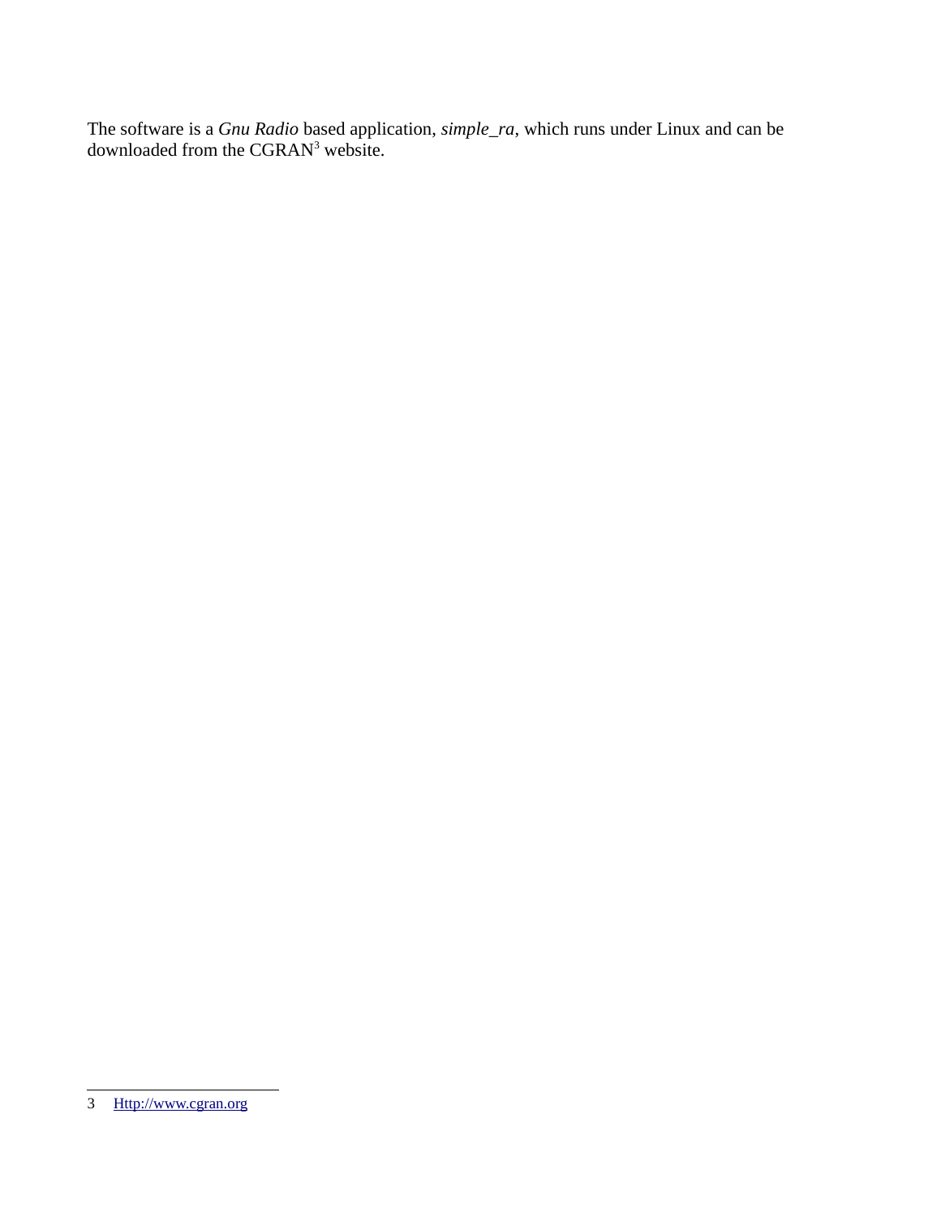The software is a *Gnu Radio* based application, *simple_ra*, which runs under Linux and can be downloaded from the CGRAN[3] website.

---

3 [Http://www.cgran.org](Http://www.cgran.org)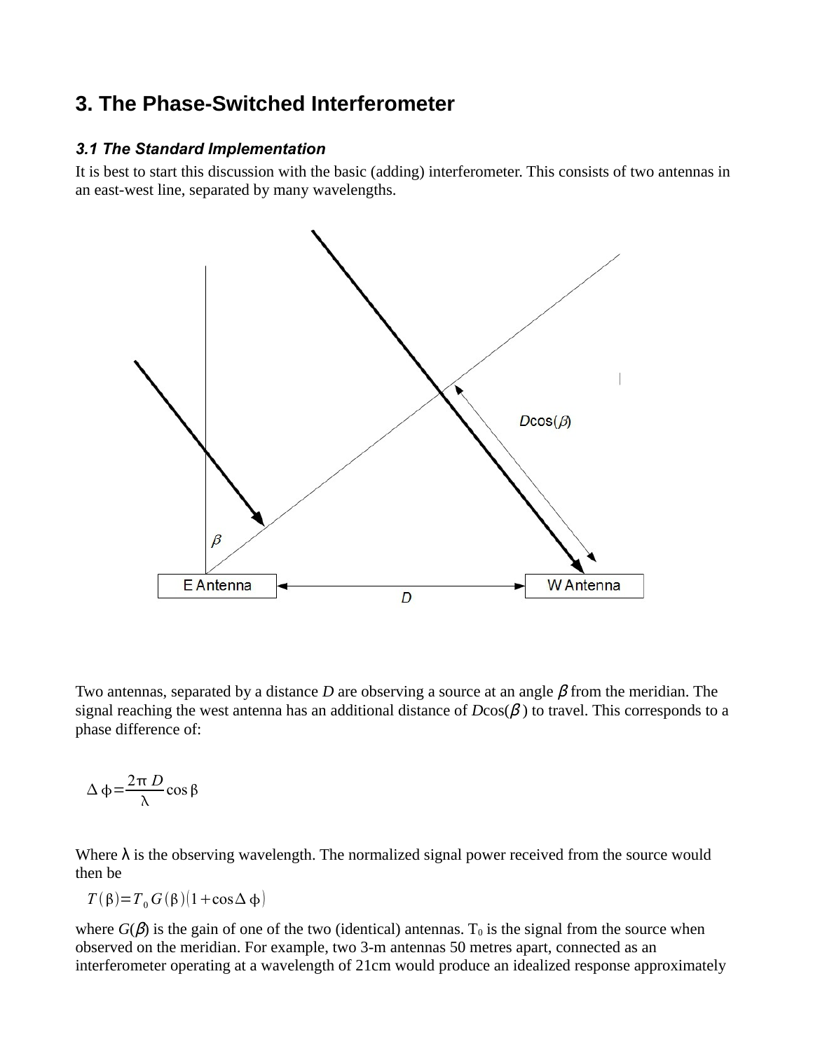## 3. The Phase-Switched Interferometer

### *3.1 The Standard Implementation*

It is best to start this discussion with the basic (adding) interferometer. This consists of two antennas in an east-west line, separated by many wavelengths.

Two antennas, separated by a distance $D$ are observing a source at an angle $\beta$ from the meridian. The signal reaching the west antenna has an additional distance of $D\cos(\beta)$ to travel. This corresponds to a phase difference of:

$$\Delta\phi = \frac{2\pi D}{\lambda}\cos\beta$$

Where $\lambda$ is the observing wavelength. The normalized signal power received from the source would then be

$$T(\beta) = T_0 G(\beta)(1 + \cos\Delta\phi)$$

where $G(\beta)$ is the gain of one of the two (identical) antennas. $T_0$ is the signal from the source when observed on the meridian. For example, two 3-m antennas 50 metres apart, connected as an interferometer operating at a wavelength of 21cm would produce an idealized response approximately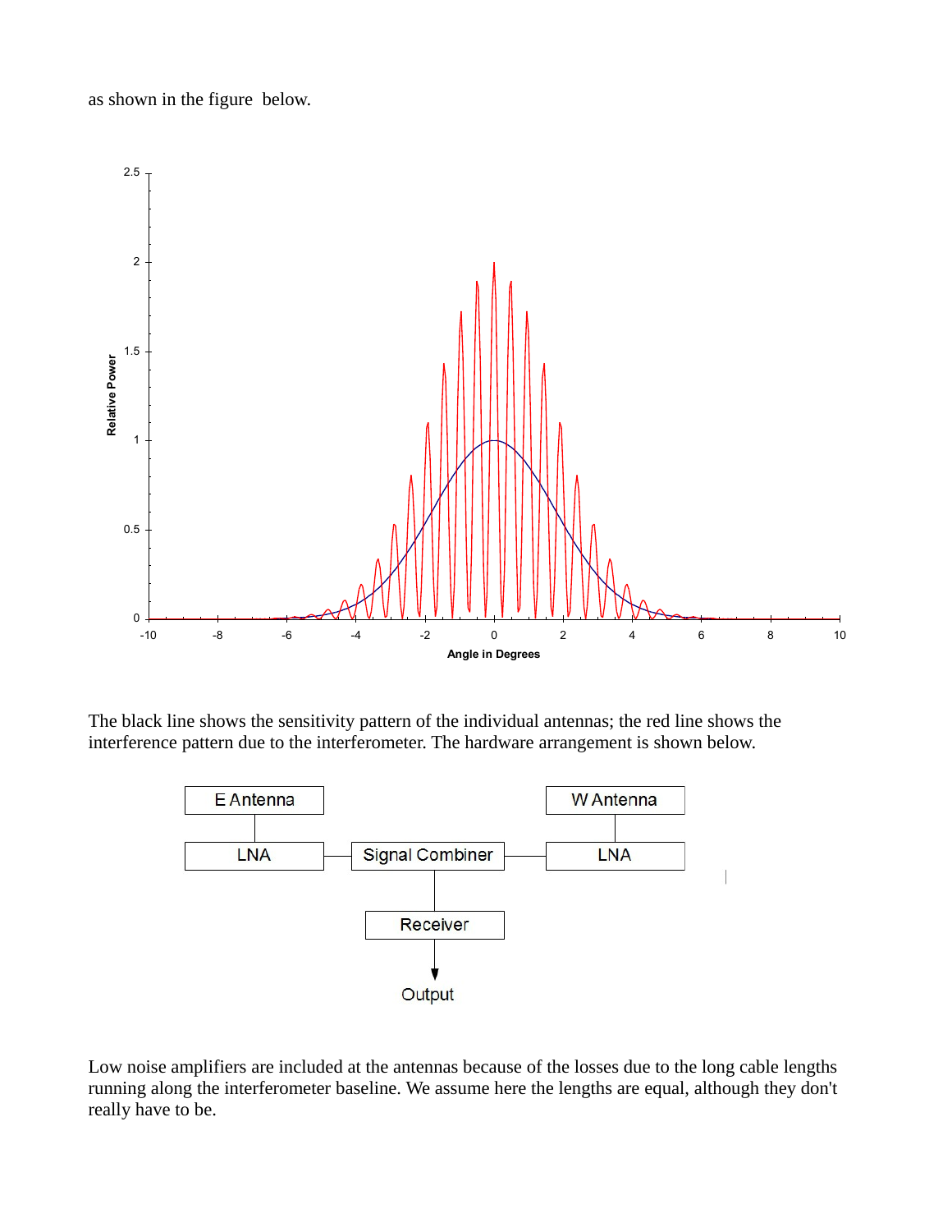as shown in the figure below.

The black line shows the sensitivity pattern of the individual antennas; the red line shows the interference pattern due to the interferometer. The hardware arrangement is shown below.

Low noise amplifiers are included at the antennas because of the losses due to the long cable lengths running along the interferometer baseline. We assume here the lengths are equal, although they don't really have to be.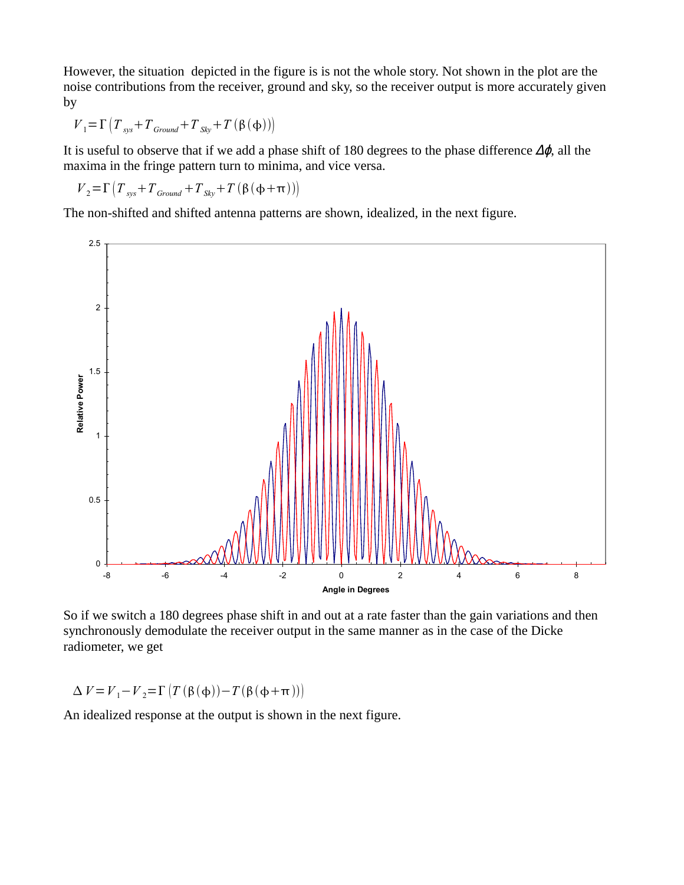However, the situation depicted in the figure is is not the whole story. Not shown in the plot are the noise contributions from the receiver, ground and sky, so the receiver output is more accurately given by

$$V_1 = \Gamma\left(T_{sys} + T_{Ground} + T_{Sky} + T(\beta(\phi))\right)$$

It is useful to observe that if we add a phase shift of 180 degrees to the phase difference $\Delta\phi$, all the maxima in the fringe pattern turn to minima, and vice versa.

$$V_2 = \Gamma\left(T_{sys} + T_{Ground} + T_{Sky} + T(\beta(\phi+\pi))\right)$$

The non-shifted and shifted antenna patterns are shown, idealized, in the next figure.

So if we switch a 180 degrees phase shift in and out at a rate faster than the gain variations and then synchronously demodulate the receiver output in the same manner as in the case of the Dicke radiometer, we get

$$\Delta V = V_1 - V_2 = \Gamma\left(T(\beta(\phi)) - T(\beta(\phi+\pi))\right)$$

An idealized response at the output is shown in the next figure.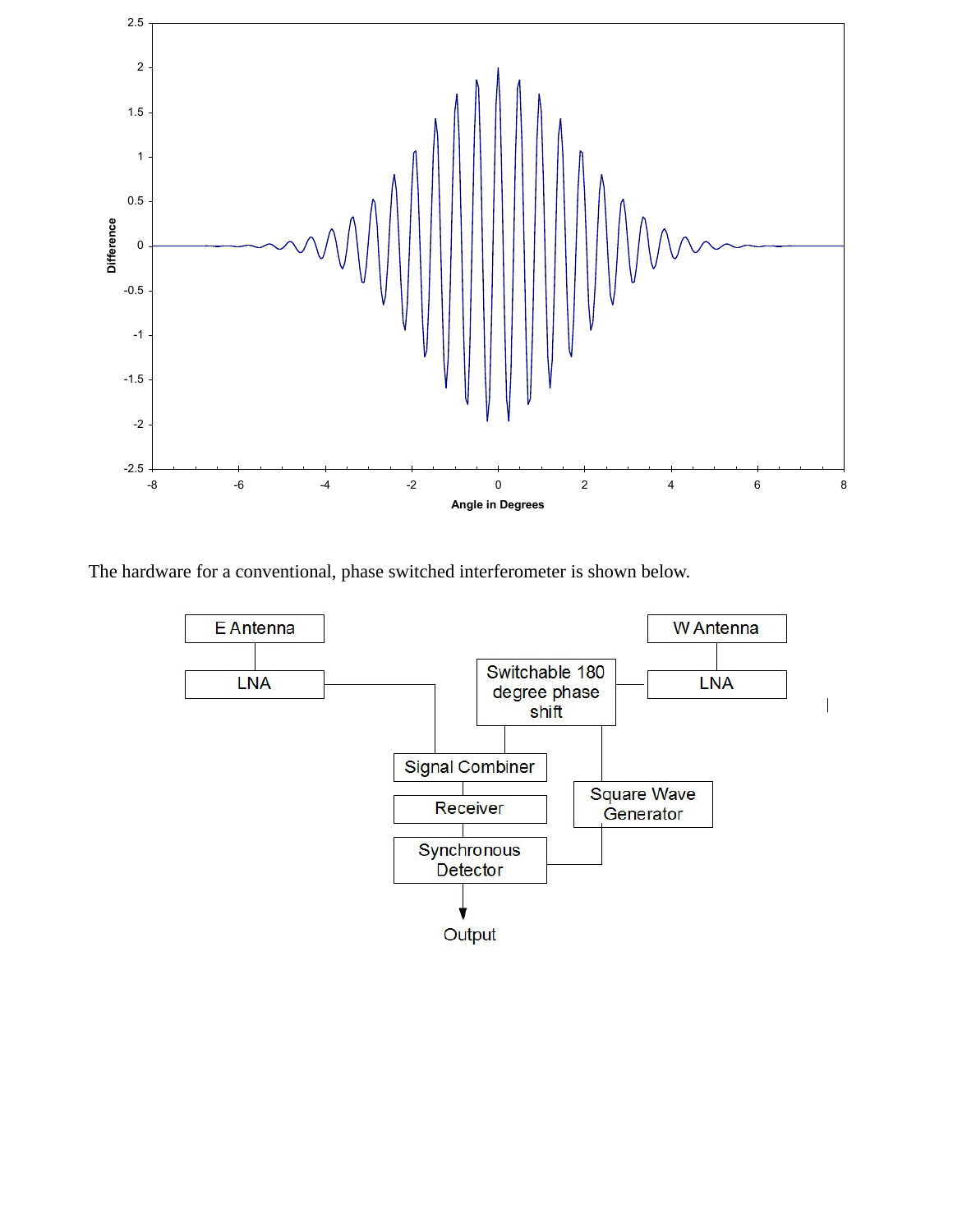The hardware for a conventional, phase switched interferometer is shown below.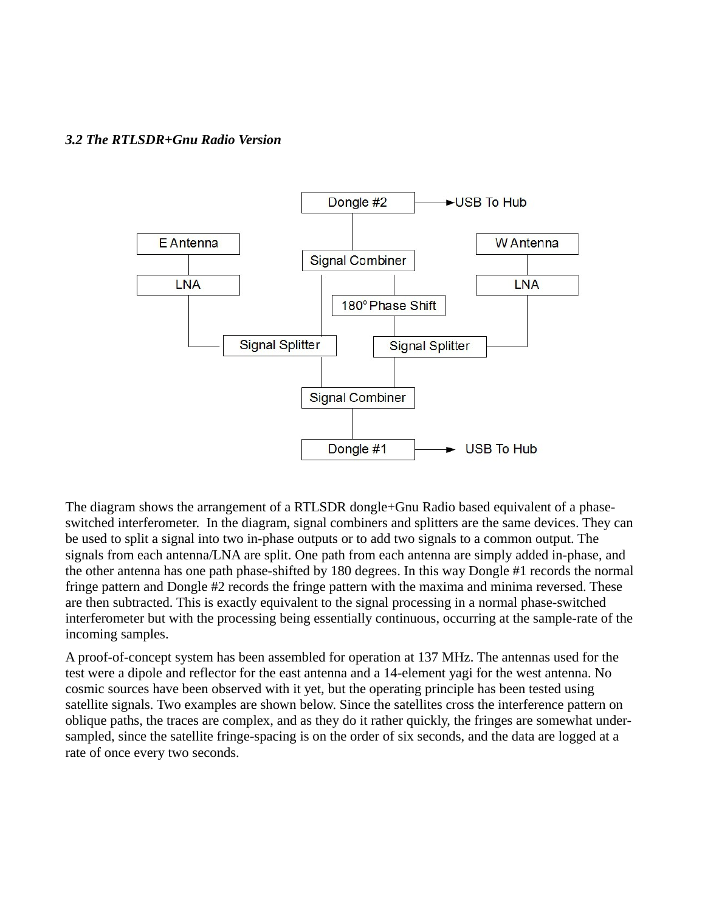### *3.2 The RTLSDR+Gnu Radio Version*

The diagram shows the arrangement of a RTLSDR dongle+Gnu Radio based equivalent of a phase-switched interferometer. In the diagram, signal combiners and splitters are the same devices. They can be used to split a signal into two in-phase outputs or to add two signals to a common output. The signals from each antenna/LNA are split. One path from each antenna are simply added in-phase, and the other antenna has one path phase-shifted by 180 degrees. In this way Dongle #1 records the normal fringe pattern and Dongle #2 records the fringe pattern with the maxima and minima reversed. These are then subtracted. This is exactly equivalent to the signal processing in a normal phase-switched interferometer but with the processing being essentially continuous, occurring at the sample-rate of the incoming samples.

A proof-of-concept system has been assembled for operation at 137 MHz. The antennas used for the test were a dipole and reflector for the east antenna and a 14-element yagi for the west antenna. No cosmic sources have been observed with it yet, but the operating principle has been tested using satellite signals. Two examples are shown below. Since the satellites cross the interference pattern on oblique paths, the traces are complex, and as they do it rather quickly, the fringes are somewhat under-sampled, since the satellite fringe-spacing is on the order of six seconds, and the data are logged at a rate of once every two seconds.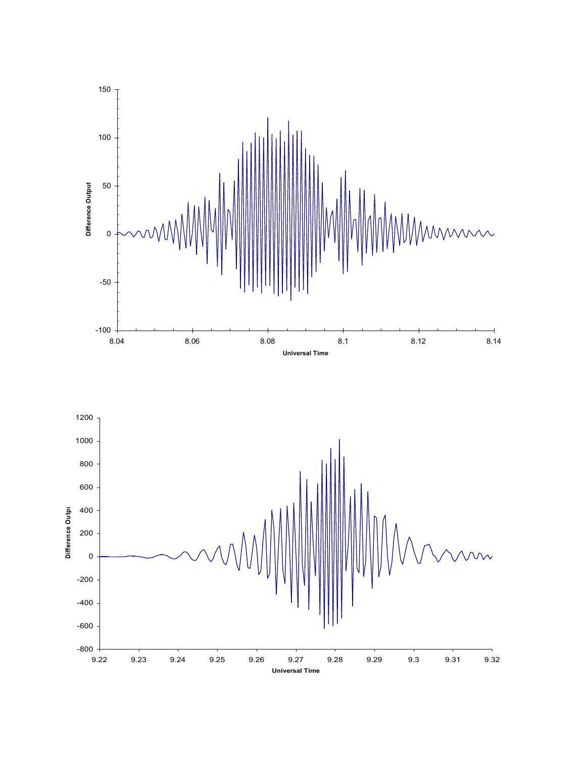Difference Output

Universal Time

Difference Output

Universal Time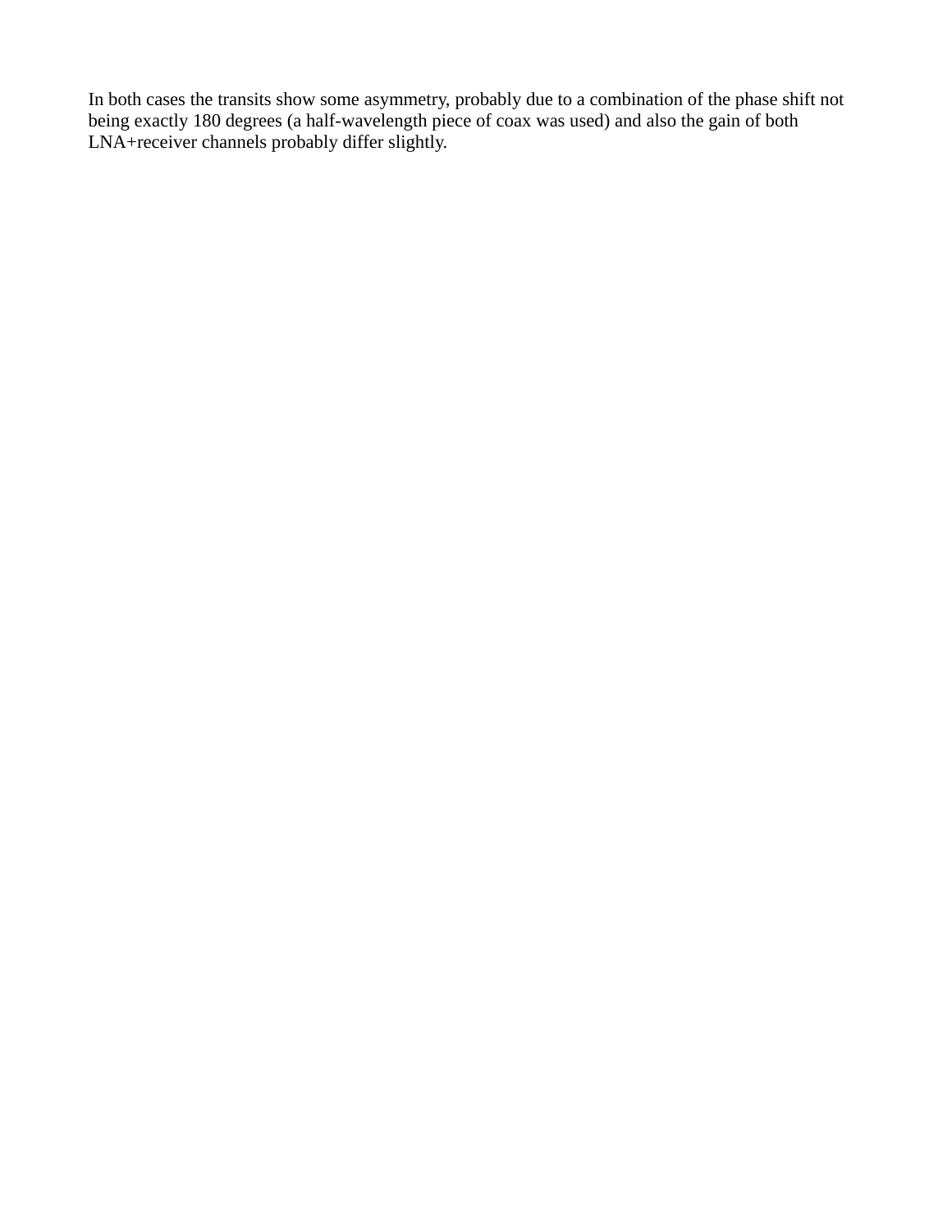In both cases the transits show some asymmetry, probably due to a combination of the phase shift not being exactly 180 degrees (a half-wavelength piece of coax was used) and also the gain of both LNA+receiver channels probably differ slightly.